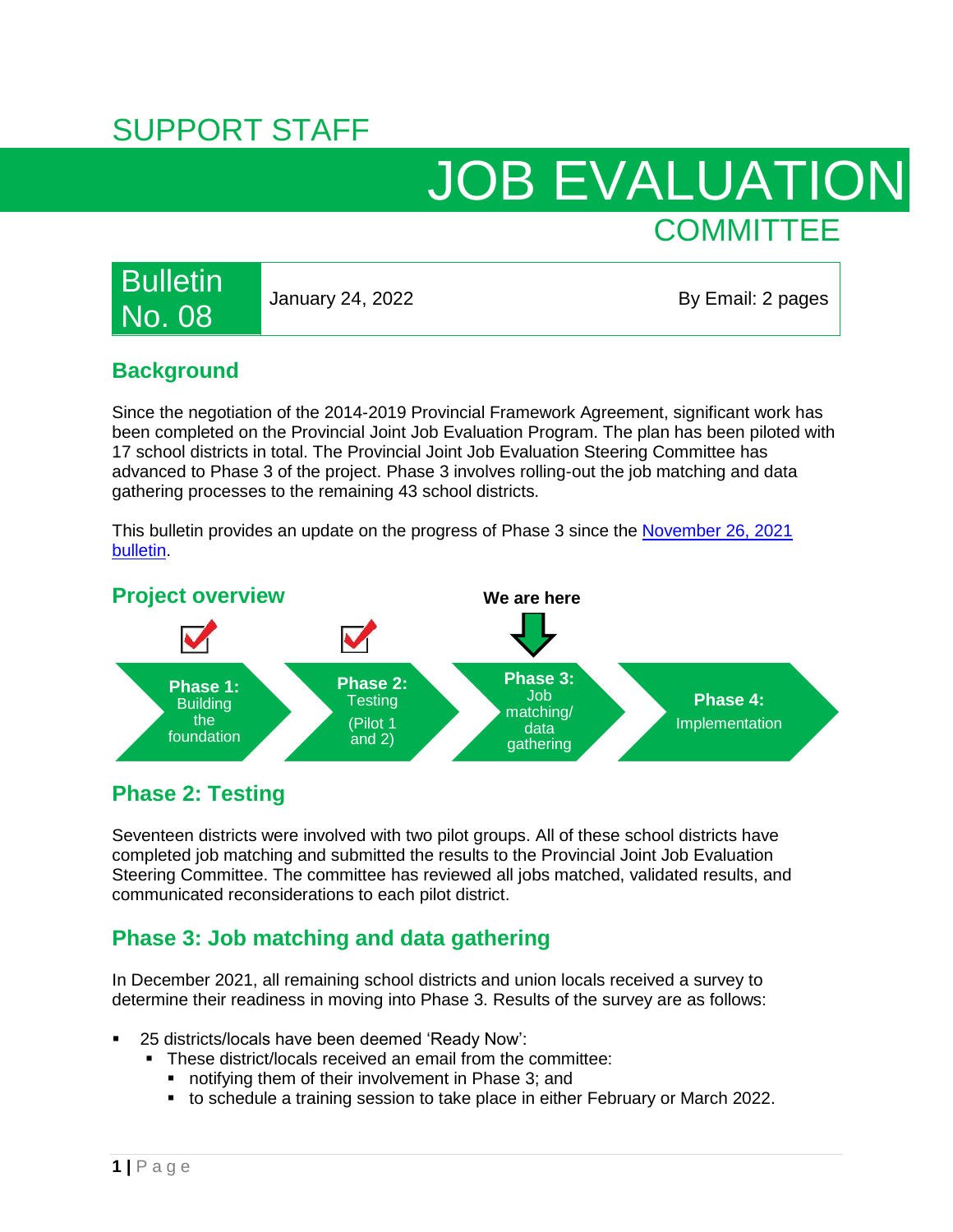SUPPORT STAFF

# JOB EVALUATION COMMITTEE

| Bulletin No. 08 | January 24, 2022 | By Email: 2 pages |
|---|---|---|

## Background

Since the negotiation of the 2014-2019 Provincial Framework Agreement, significant work has been completed on the Provincial Joint Job Evaluation Program. The plan has been piloted with 17 school districts in total. The Provincial Joint Job Evaluation Steering Committee has advanced to Phase 3 of the project. Phase 3 involves rolling-out the job matching and data gathering processes to the remaining 43 school districts.

This bulletin provides an update on the progress of Phase 3 since the [November 26, 2021 bulletin](#).

## Project overview

**We are here**

- ☑ **Phase 1:** Building the foundation
- ☑ **Phase 2:** Testing (Pilot 1 and 2)
- **Phase 3:** Job matching/ data gathering ← We are here
- **Phase 4:** Implementation

## Phase 2: Testing

Seventeen districts were involved with two pilot groups. All of these school districts have completed job matching and submitted the results to the Provincial Joint Job Evaluation Steering Committee. The committee has reviewed all jobs matched, validated results, and communicated reconsiderations to each pilot district.

## Phase 3: Job matching and data gathering

In December 2021, all remaining school districts and union locals received a survey to determine their readiness in moving into Phase 3. Results of the survey are as follows:

- 25 districts/locals have been deemed 'Ready Now':
  - These district/locals received an email from the committee:
    - notifying them of their involvement in Phase 3; and
    - to schedule a training session to take place in either February or March 2022.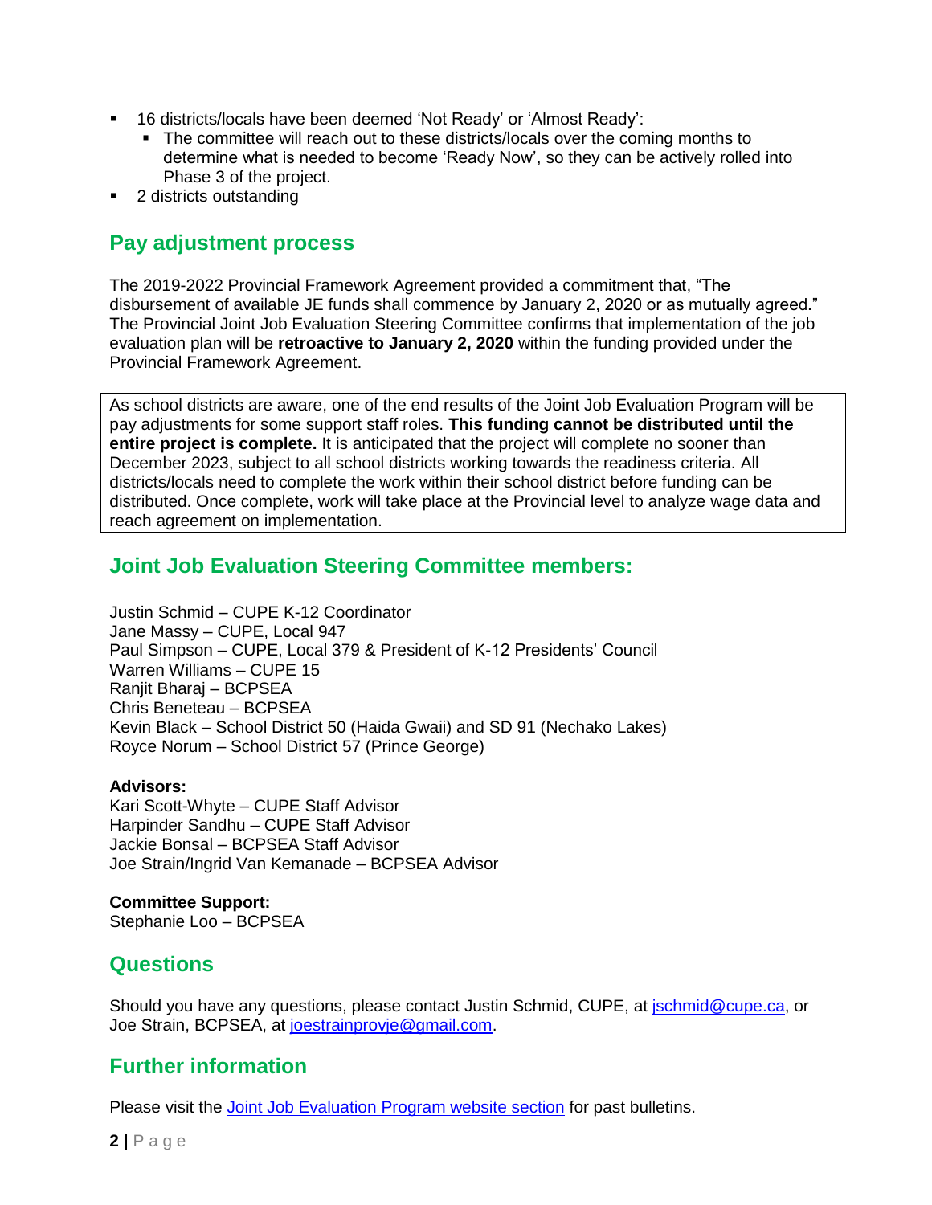- 16 districts/locals have been deemed 'Not Ready' or 'Almost Ready':
  - The committee will reach out to these districts/locals over the coming months to determine what is needed to become 'Ready Now', so they can be actively rolled into Phase 3 of the project.
- 2 districts outstanding

## Pay adjustment process

The 2019-2022 Provincial Framework Agreement provided a commitment that, "The disbursement of available JE funds shall commence by January 2, 2020 or as mutually agreed." The Provincial Joint Job Evaluation Steering Committee confirms that implementation of the job evaluation plan will be **retroactive to January 2, 2020** within the funding provided under the Provincial Framework Agreement.

As school districts are aware, one of the end results of the Joint Job Evaluation Program will be pay adjustments for some support staff roles. **This funding cannot be distributed until the entire project is complete.** It is anticipated that the project will complete no sooner than December 2023, subject to all school districts working towards the readiness criteria. All districts/locals need to complete the work within their school district before funding can be distributed. Once complete, work will take place at the Provincial level to analyze wage data and reach agreement on implementation.

## Joint Job Evaluation Steering Committee members:

Justin Schmid – CUPE K-12 Coordinator
Jane Massy – CUPE, Local 947
Paul Simpson – CUPE, Local 379 & President of K-12 Presidents' Council
Warren Williams – CUPE 15
Ranjit Bharaj – BCPSEA
Chris Beneteau – BCPSEA
Kevin Black – School District 50 (Haida Gwaii) and SD 91 (Nechako Lakes)
Royce Norum – School District 57 (Prince George)

**Advisors:**
Kari Scott-Whyte – CUPE Staff Advisor
Harpinder Sandhu – CUPE Staff Advisor
Jackie Bonsal – BCPSEA Staff Advisor
Joe Strain/Ingrid Van Kemanade – BCPSEA Advisor

**Committee Support:**
Stephanie Loo – BCPSEA

## Questions

Should you have any questions, please contact Justin Schmid, CUPE, at jschmid@cupe.ca, or Joe Strain, BCPSEA, at joestrainprovje@gmail.com.

## Further information

Please visit the Joint Job Evaluation Program website section for past bulletins.